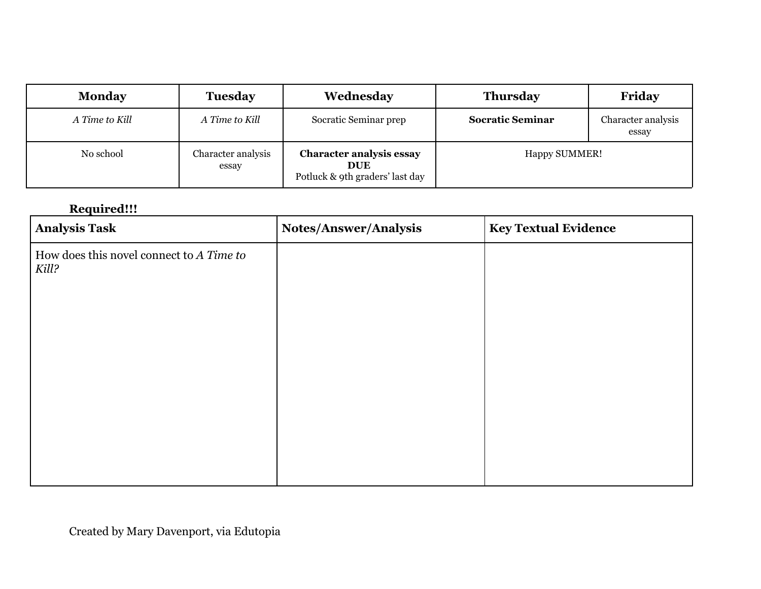| Monday | Tuesday | Wednesday | Thursday | Friday |
|---|---|---|---|---|
| *A Time to Kill* | *A Time to Kill* | Socratic Seminar prep | **Socratic Seminar** | Character analysis essay |
| No school | Character analysis essay | **Character analysis essay DUE** Potluck & 9th graders' last day | Happy SUMMER! | |

**Required!!!**

| Analysis Task | Notes/Answer/Analysis | Key Textual Evidence |
|---|---|---|
| How does this novel connect to *A Time to Kill?* | | |

Created by Mary Davenport, via Edutopia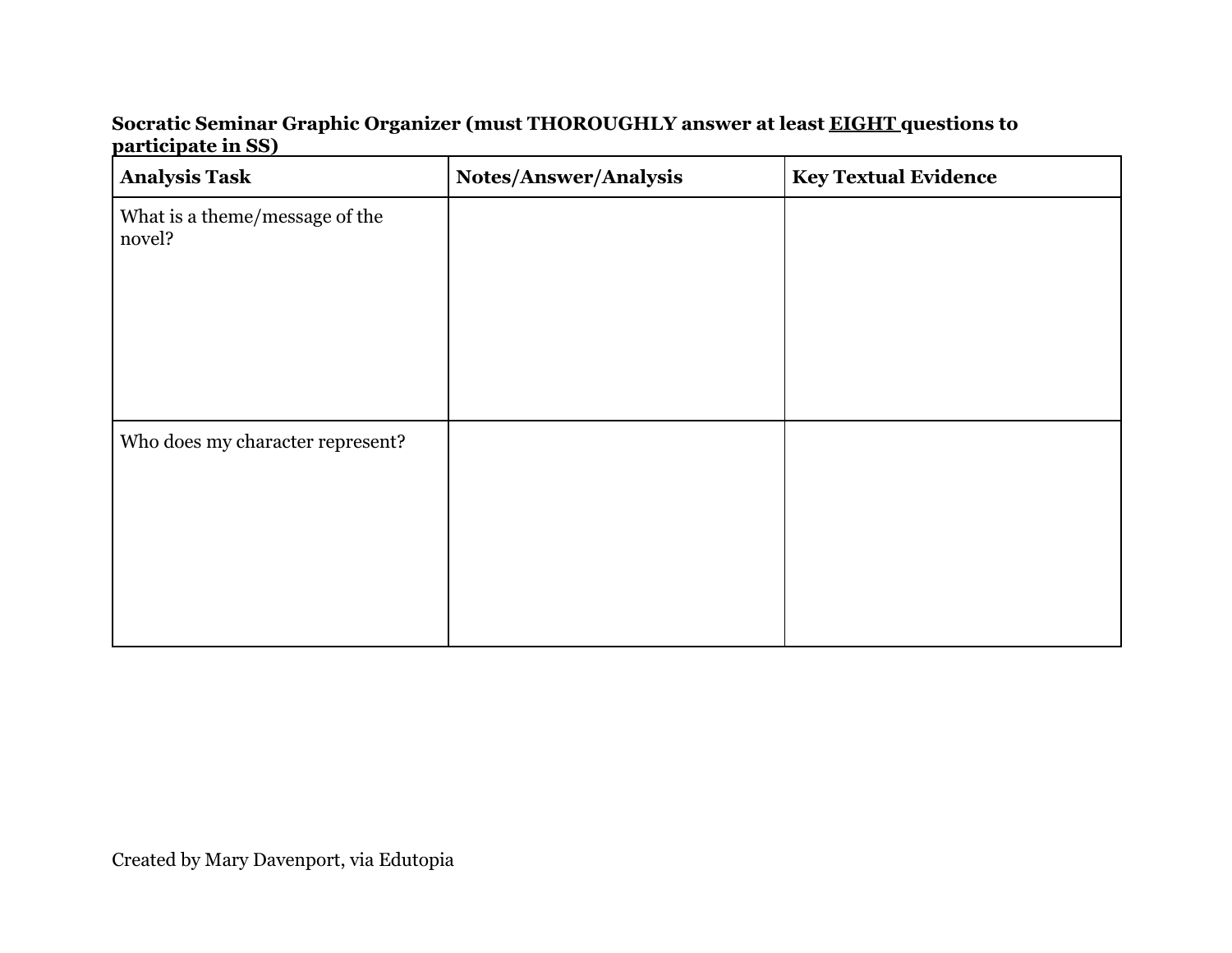**Socratic Seminar Graphic Organizer (must THOROUGHLY answer at least <u>EIGHT</u> questions to participate in SS)**

| **Analysis Task** | **Notes/Answer/Analysis** | **Key Textual Evidence** |
| --- | --- | --- |
| What is a theme/message of the novel? | | |
| Who does my character represent? | | |

Created by Mary Davenport, via Edutopia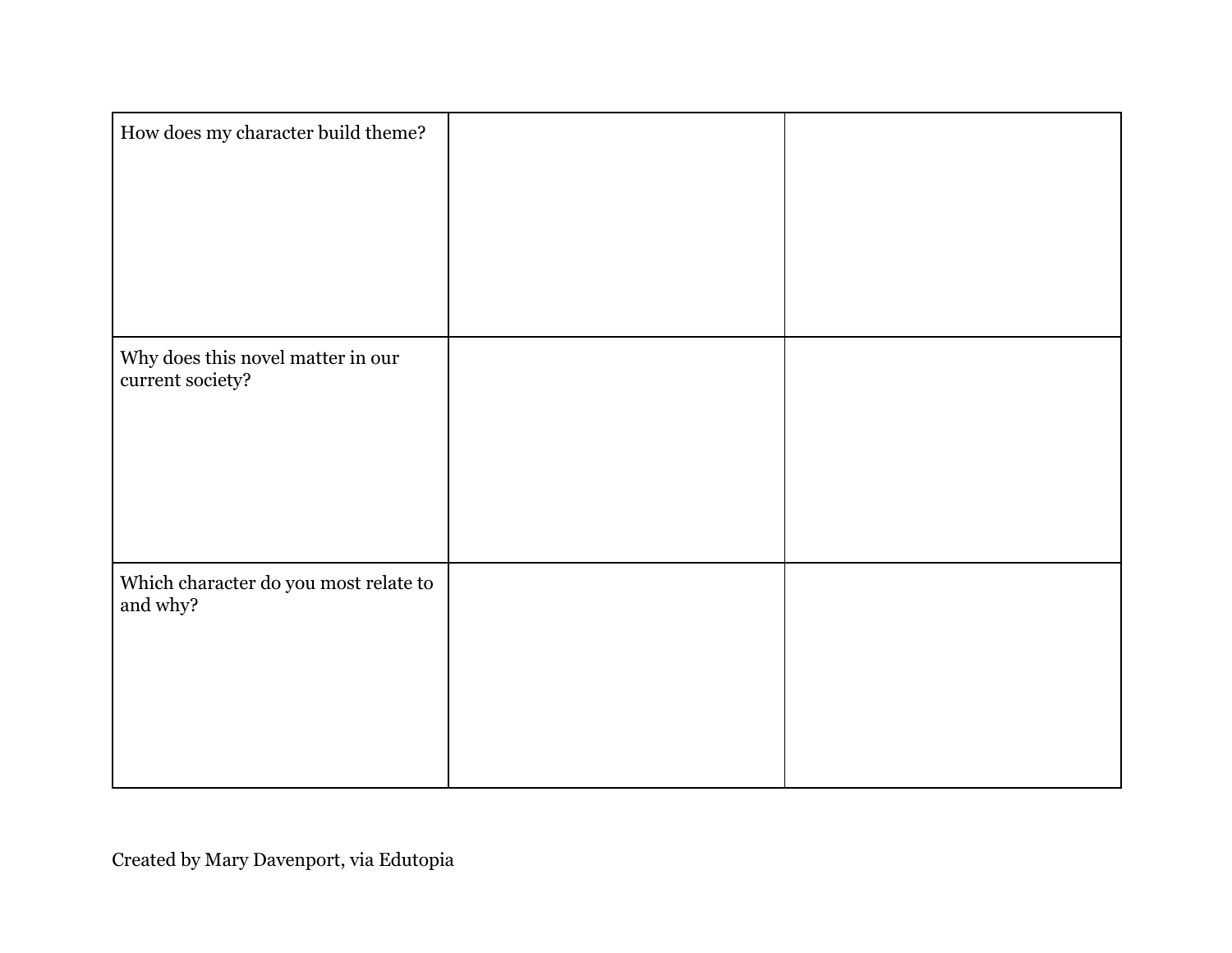| | | |
|---|---|---|
| How does my character build theme? | | |
| Why does this novel matter in our current society? | | |
| Which character do you most relate to and why? | | |

Created by Mary Davenport, via Edutopia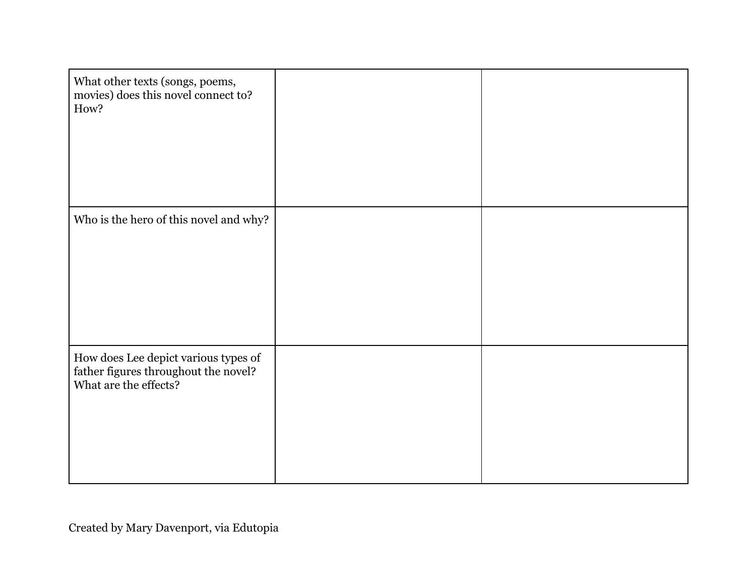| | | |
|---|---|---|
| What other texts (songs, poems, movies) does this novel connect to? How? | | |
| Who is the hero of this novel and why? | | |
| How does Lee depict various types of father figures throughout the novel? What are the effects? | | |

Created by Mary Davenport, via Edutopia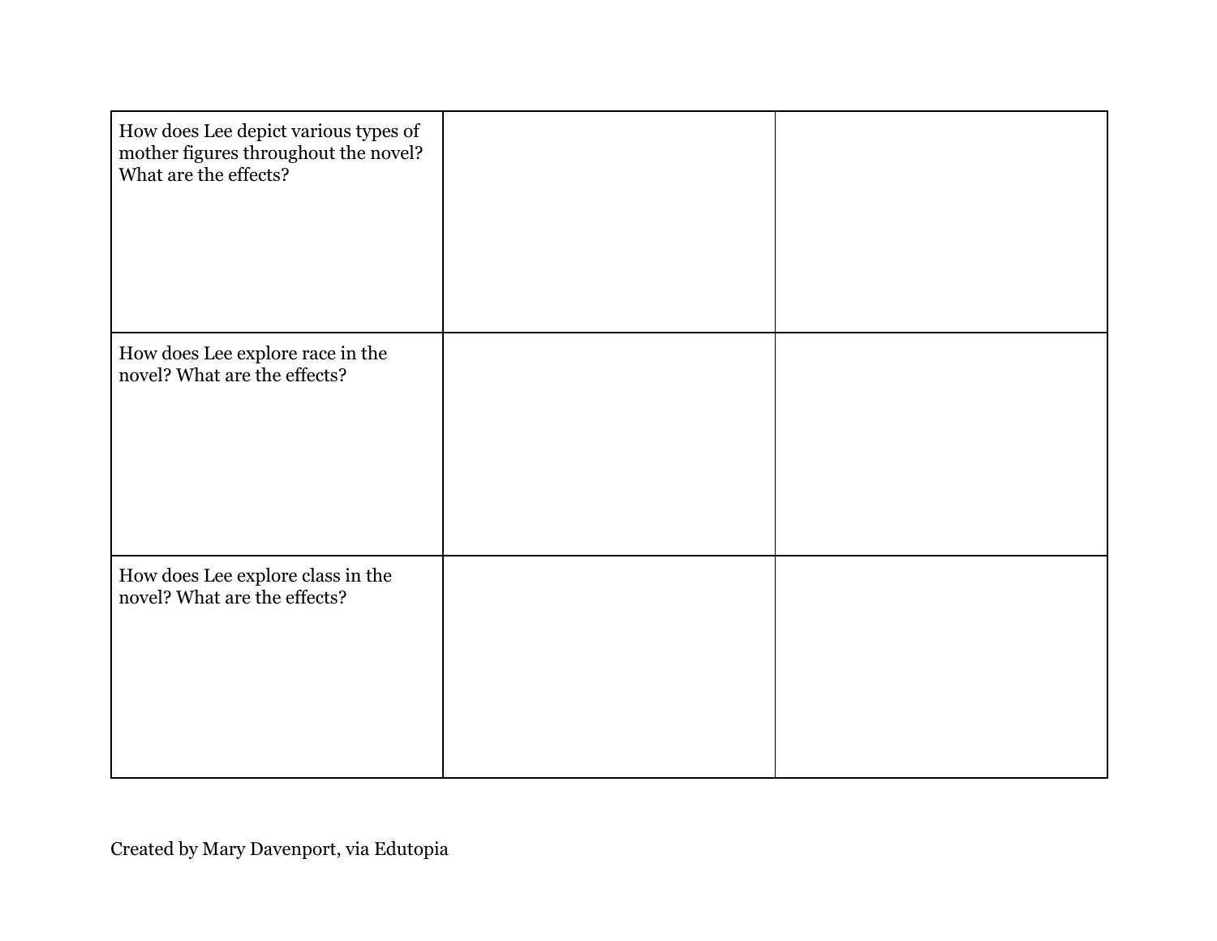| | | |
|---|---|---|
| How does Lee depict various types of mother figures throughout the novel? What are the effects? | | |
| How does Lee explore race in the novel? What are the effects? | | |
| How does Lee explore class in the novel? What are the effects? | | |

Created by Mary Davenport, via Edutopia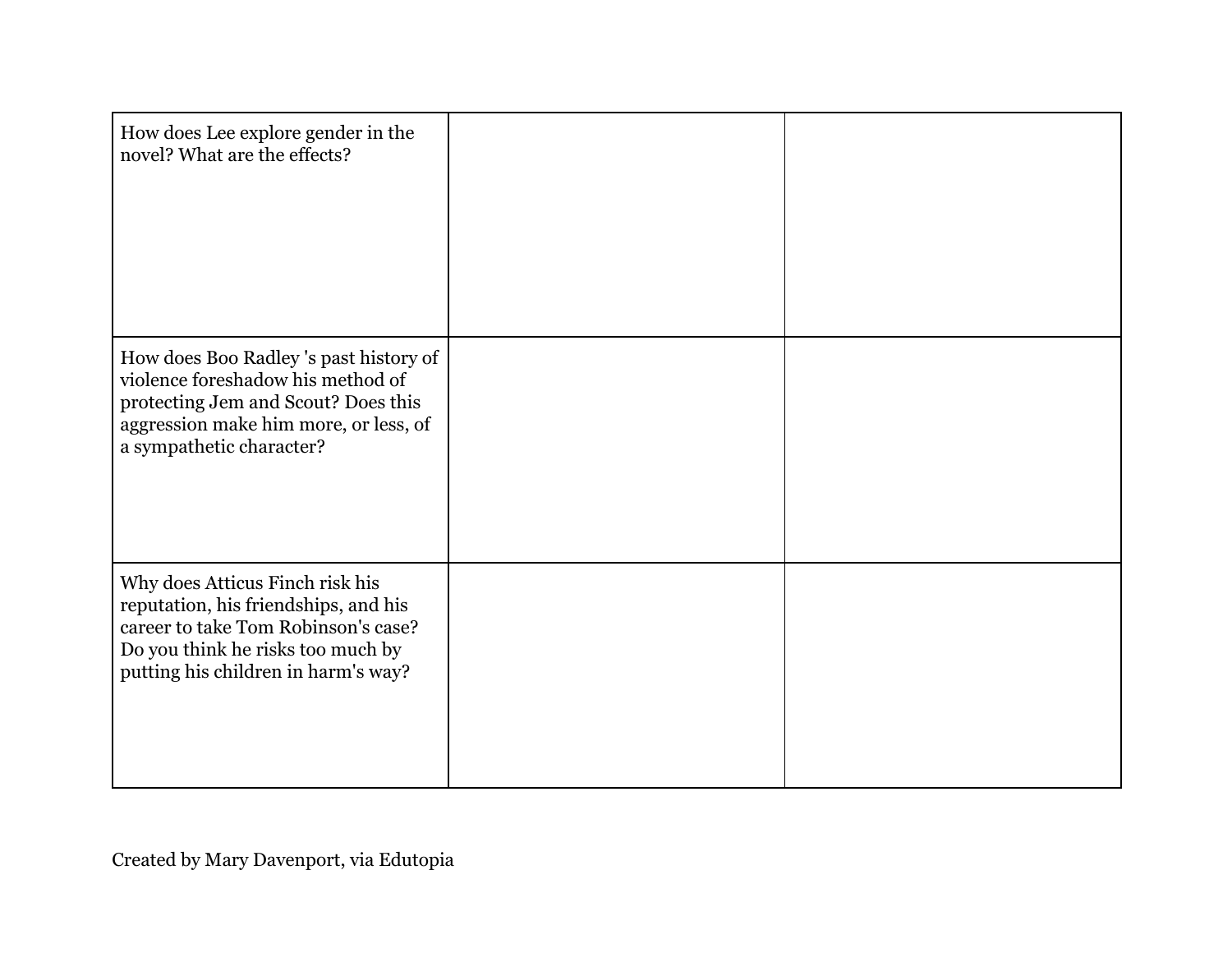| | | |
|---|---|---|
| How does Lee explore gender in the novel? What are the effects? | | |
| How does Boo Radley 's past history of violence foreshadow his method of protecting Jem and Scout? Does this aggression make him more, or less, of a sympathetic character? | | |
| Why does Atticus Finch risk his reputation, his friendships, and his career to take Tom Robinson's case? Do you think he risks too much by putting his children in harm's way? | | |

Created by Mary Davenport, via Edutopia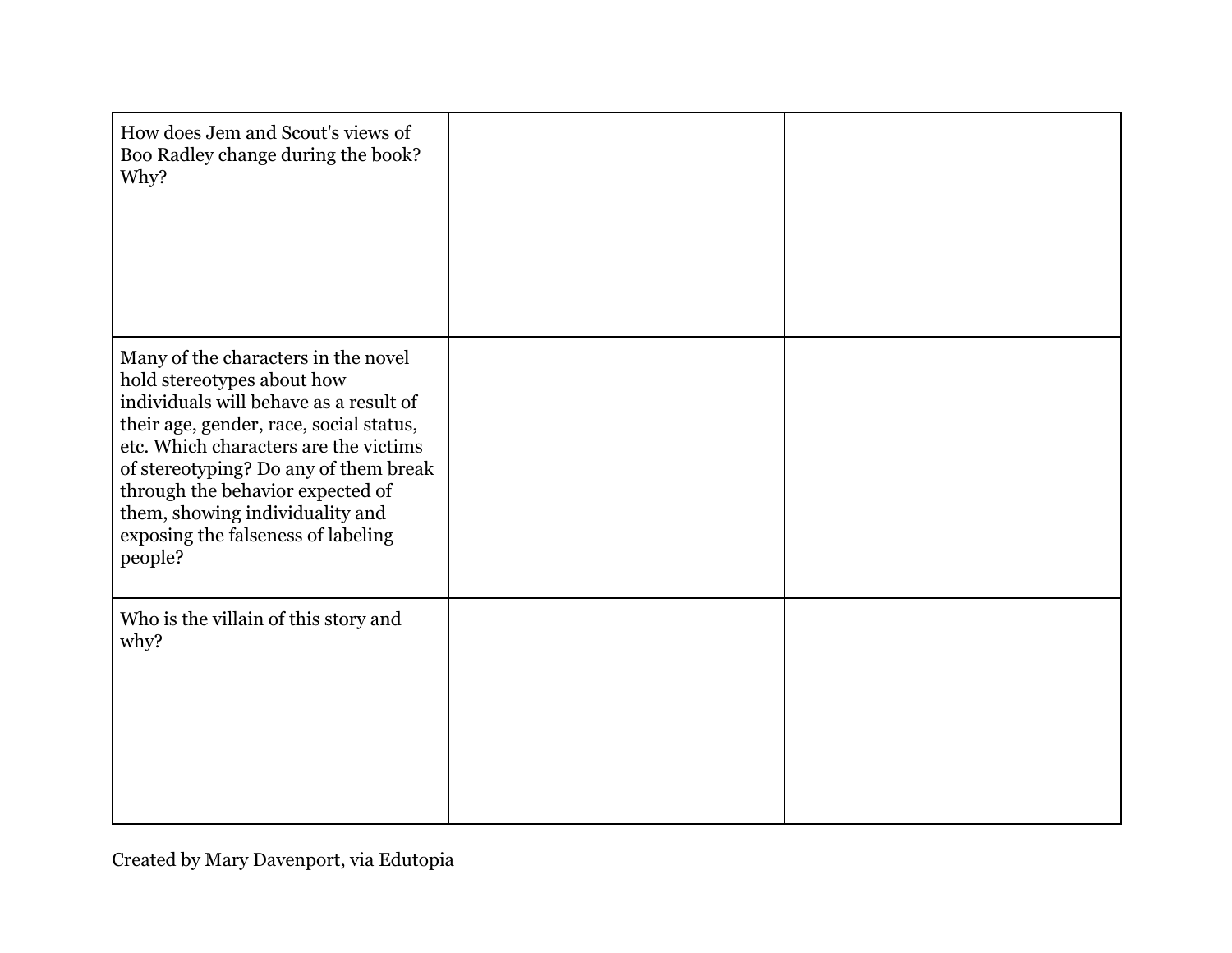| | | |
|---|---|---|
| How does Jem and Scout's views of Boo Radley change during the book? Why? | | |
| Many of the characters in the novel hold stereotypes about how individuals will behave as a result of their age, gender, race, social status, etc. Which characters are the victims of stereotyping? Do any of them break through the behavior expected of them, showing individuality and exposing the falseness of labeling people? | | |
| Who is the villain of this story and why? | | |

Created by Mary Davenport, via Edutopia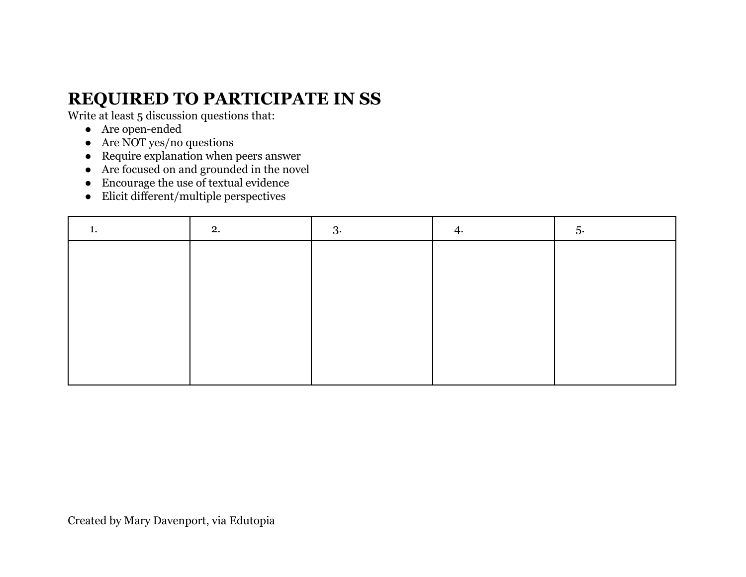# REQUIRED TO PARTICIPATE IN SS

Write at least 5 discussion questions that:

- Are open-ended
- Are NOT yes/no questions
- Require explanation when peers answer
- Are focused on and grounded in the novel
- Encourage the use of textual evidence
- Elicit different/multiple perspectives

| 1. | 2. | 3. | 4. | 5. |
|---|---|---|---|---|
| | | | | |

Created by Mary Davenport, via Edutopia